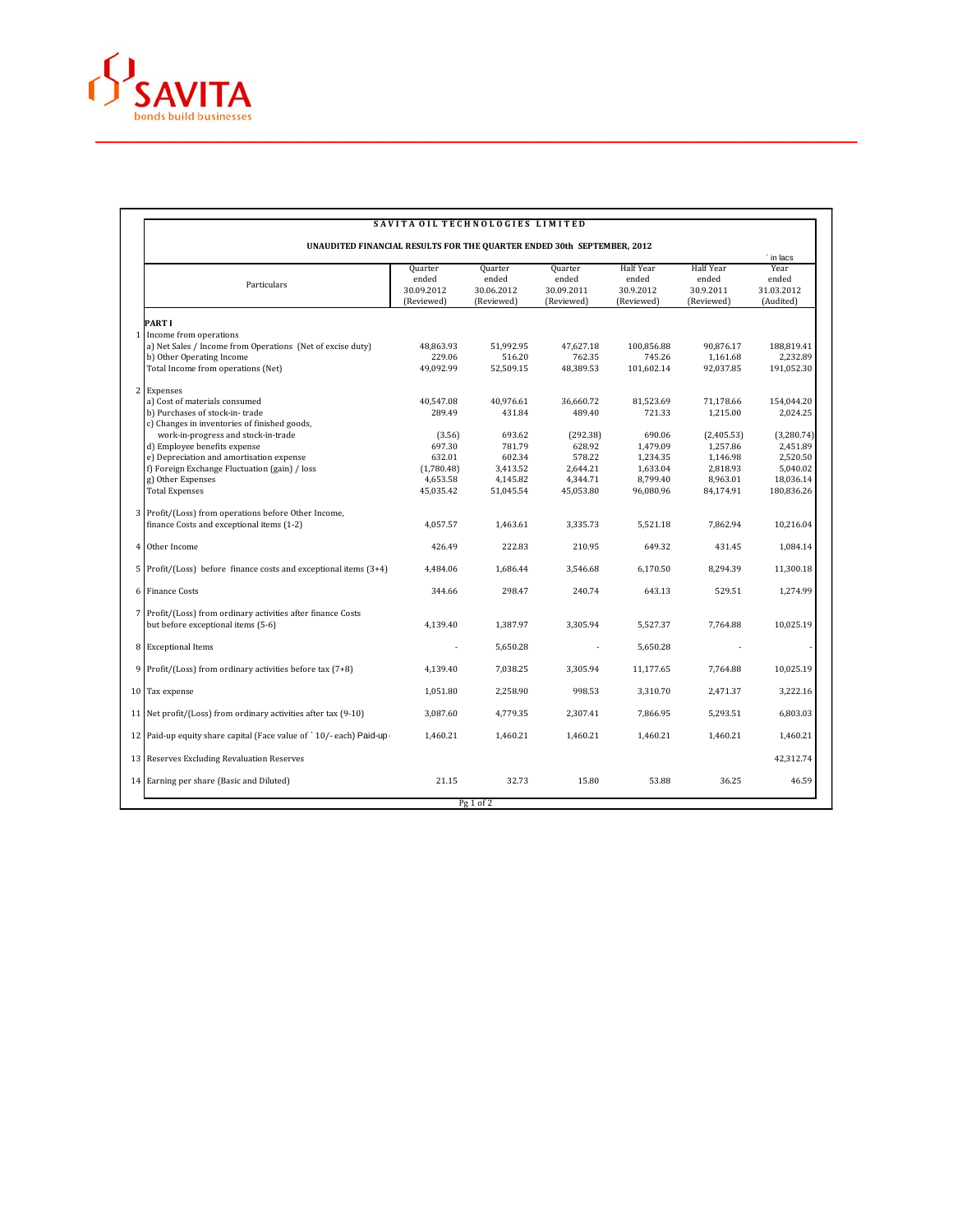SAVITA

bonds build businesses

## SAVITA OIL TECHNOLOGIES LIMITED

### UNAUDITED FINANCIAL RESULTS FOR THE QUARTER ENDED 30th SEPTEMBER, 2012

` in lacs

| | Particulars | Quarter ended 30.09.2012 (Reviewed) | Quarter ended 30.06.2012 (Reviewed) | Quarter ended 30.09.2011 (Reviewed) | Half Year ended 30.9.2012 (Reviewed) | Half Year ended 30.9.2011 (Reviewed) | Year ended 31.03.2012 (Audited) |
|---|---|---|---|---|---|---|---|
| | **PART I** | | | | | | |
| 1 | Income from operations | | | | | | |
| | a) Net Sales / Income from Operations (Net of excise duty) | 48,863.93 | 51,992.95 | 47,627.18 | 100,856.88 | 90,876.17 | 188,819.41 |
| | b) Other Operating Income | 229.06 | 516.20 | 762.35 | 745.26 | 1,161.68 | 2,232.89 |
| | Total Income from operations (Net) | 49,092.99 | 52,509.15 | 48,389.53 | 101,602.14 | 92,037.85 | 191,052.30 |
| 2 | Expenses | | | | | | |
| | a) Cost of materials consumed | 40,547.08 | 40,976.61 | 36,660.72 | 81,523.69 | 71,178.66 | 154,044.20 |
| | b) Purchases of stock-in- trade | 289.49 | 431.84 | 489.40 | 721.33 | 1,215.00 | 2,024.25 |
| | c) Changes in inventories of finished goods, work-in-progress and stock-in-trade | (3.56) | 693.62 | (292.38) | 690.06 | (2,405.53) | (3,280.74) |
| | d) Employee benefits expense | 697.30 | 781.79 | 628.92 | 1,479.09 | 1,257.86 | 2,451.89 |
| | e) Depreciation and amortisation expense | 632.01 | 602.34 | 578.22 | 1,234.35 | 1,146.98 | 2,520.50 |
| | f) Foreign Exchange Fluctuation (gain) / loss | (1,780.48) | 3,413.52 | 2,644.21 | 1,633.04 | 2,818.93 | 5,040.02 |
| | g) Other Expenses | 4,653.58 | 4,145.82 | 4,344.71 | 8,799.40 | 8,963.01 | 18,036.14 |
| | Total Expenses | 45,035.42 | 51,045.54 | 45,053.80 | 96,080.96 | 84,174.91 | 180,836.26 |
| 3 | Profit/(Loss) from operations before Other Income, finance Costs and exceptional items (1-2) | 4,057.57 | 1,463.61 | 3,335.73 | 5,521.18 | 7,862.94 | 10,216.04 |
| 4 | Other Income | 426.49 | 222.83 | 210.95 | 649.32 | 431.45 | 1,084.14 |
| 5 | Profit/(Loss) before finance costs and exceptional items (3+4) | 4,484.06 | 1,686.44 | 3,546.68 | 6,170.50 | 8,294.39 | 11,300.18 |
| 6 | Finance Costs | 344.66 | 298.47 | 240.74 | 643.13 | 529.51 | 1,274.99 |
| 7 | Profit/(Loss) from ordinary activities after finance Costs but before exceptional items (5-6) | 4,139.40 | 1,387.97 | 3,305.94 | 5,527.37 | 7,764.88 | 10,025.19 |
| 8 | Exceptional Items | - | 5,650.28 | - | 5,650.28 | - | - |
| 9 | Profit/(Loss) from ordinary activities before tax (7+8) | 4,139.40 | 7,038.25 | 3,305.94 | 11,177.65 | 7,764.88 | 10,025.19 |
| 10 | Tax expense | 1,051.80 | 2,258.90 | 998.53 | 3,310.70 | 2,471.37 | 3,222.16 |
| 11 | Net profit/(Loss) from ordinary activities after tax (9-10) | 3,087.60 | 4,779.35 | 2,307.41 | 7,866.95 | 5,293.51 | 6,803.03 |
| 12 | Paid-up equity share capital (Face value of ` 10/- each) Paid-up | 1,460.21 | 1,460.21 | 1,460.21 | 1,460.21 | 1,460.21 | 1,460.21 |
| 13 | Reserves Excluding Revaluation Reserves | | | | | | 42,312.74 |
| 14 | Earning per share (Basic and Diluted) | 21.15 | 32.73 | 15.80 | 53.88 | 36.25 | 46.59 |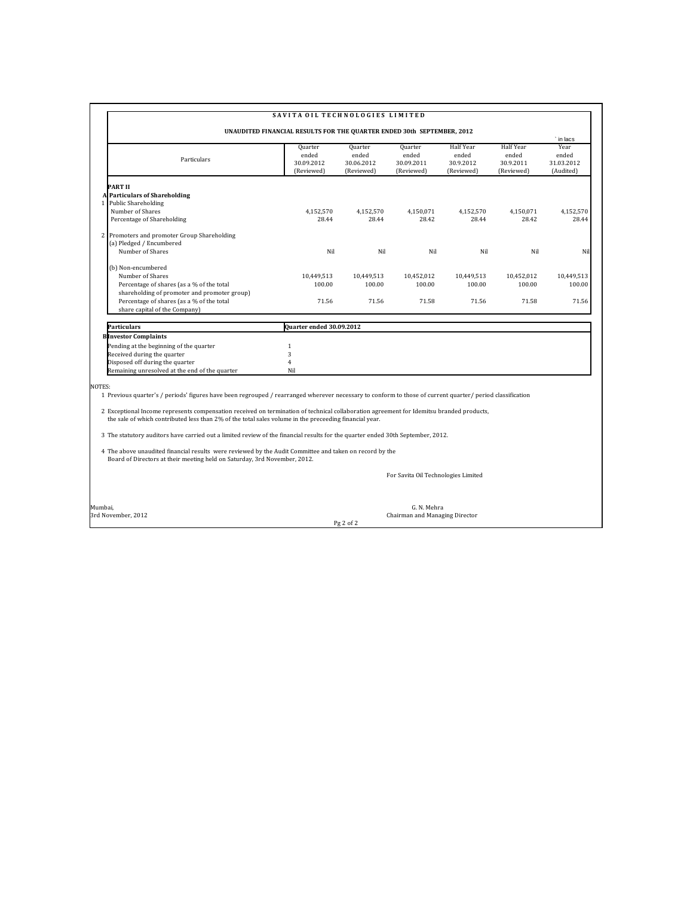**SAVITA OIL TECHNOLOGIES LIMITED**

**UNAUDITED FINANCIAL RESULTS FOR THE QUARTER ENDED 30th SEPTEMBER, 2012**

` in lacs

| | Particulars | Quarter ended 30.09.2012 (Reviewed) | Quarter ended 30.06.2012 (Reviewed) | Quarter ended 30.09.2011 (Reviewed) | Half Year ended 30.9.2012 (Reviewed) | Half Year ended 30.9.2011 (Reviewed) | Year ended 31.03.2012 (Audited) |
|---|---|---|---|---|---|---|---|
| | **PART II** | | | | | | |
| **A** | **Particulars of Shareholding** | | | | | | |
| 1 | Public Shareholding | | | | | | |
| | Number of Shares | 4,152,570 | 4,152,570 | 4,150,071 | 4,152,570 | 4,150,071 | 4,152,570 |
| | Percentage of Shareholding | 28.44 | 28.44 | 28.42 | 28.44 | 28.42 | 28.44 |
| 2 | Promoters and promoter Group Shareholding | | | | | | |
| | (a) Pledged / Encumbered | | | | | | |
| | Number of Shares | Nil | Nil | Nil | Nil | Nil | Nil |
| | (b) Non-encumbered | | | | | | |
| | Number of Shares | 10,449,513 | 10,449,513 | 10,452,012 | 10,449,513 | 10,452,012 | 10,449,513 |
| | Percentage of shares (as a % of the total shareholding of promoter and promoter group) | 100.00 | 100.00 | 100.00 | 100.00 | 100.00 | 100.00 |
| | Percentage of shares (as a % of the total share capital of the Company) | 71.56 | 71.56 | 71.58 | 71.56 | 71.58 | 71.56 |

| | Particulars | Quarter ended 30.09.2012 |
|---|---|---|
| **B** | **Investor Complaints** | |
| | Pending at the beginning of the quarter | 1 |
| | Received during the quarter | 3 |
| | Disposed off during the quarter | 4 |
| | Remaining unresolved at the end of the quarter | Nil |

NOTES:

1. Previous quarter's / periods' figures have been regrouped / rearranged wherever necessary to conform to those of current quarter/ period classification

2. Exceptional Income represents compensation received on termination of technical collaboration agreement for Idemitsu branded products, the sale of which contributed less than 2% of the total sales volume in the preceeding financial year.

3. The statutory auditors have carried out a limited review of the financial results for the quarter ended 30th September, 2012.

4. The above unaudited financial results were reviewed by the Audit Committee and taken on record by the Board of Directors at their meeting held on Saturday, 3rd November, 2012.

For Savita Oil Technologies Limited

Mumbai,
3rd November, 2012

G. N. Mehra
Chairman and Managing Director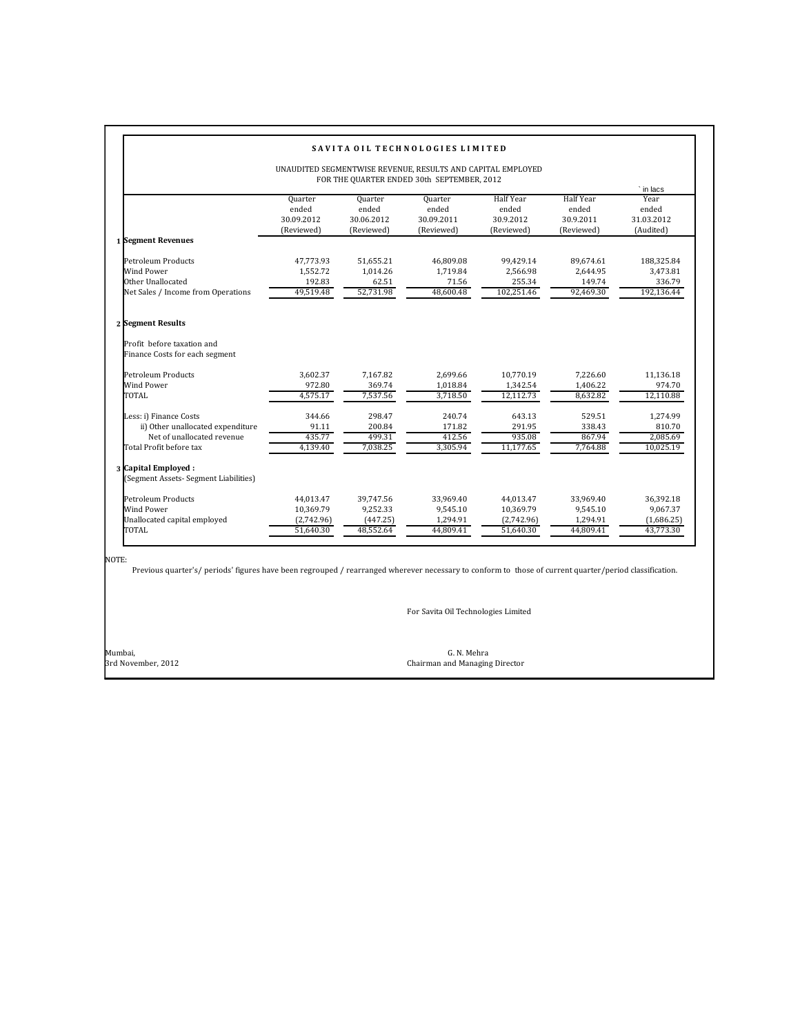# SAVITA OIL TECHNOLOGIES LIMITED

UNAUDITED SEGMENTWISE REVENUE, RESULTS AND CAPITAL EMPLOYED
FOR THE QUARTER ENDED 30th SEPTEMBER, 2012

` in lacs

| | Quarter ended 30.09.2012 (Reviewed) | Quarter ended 30.06.2012 (Reviewed) | Quarter ended 30.09.2011 (Reviewed) | Half Year ended 30.9.2012 (Reviewed) | Half Year ended 30.9.2011 (Reviewed) | Year ended 31.03.2012 (Audited) |
|---|---|---|---|---|---|---|
| **1 Segment Revenues** | | | | | | |
| Petroleum Products | 47,773.93 | 51,655.21 | 46,809.08 | 99,429.14 | 89,674.61 | 188,325.84 |
| Wind Power | 1,552.72 | 1,014.26 | 1,719.84 | 2,566.98 | 2,644.95 | 3,473.81 |
| Other Unallocated | 192.83 | 62.51 | 71.56 | 255.34 | 149.74 | 336.79 |
| Net Sales / Income from Operations | 49,519.48 | 52,731.98 | 48,600.48 | 102,251.46 | 92,469.30 | 192,136.44 |
| **2 Segment Results** | | | | | | |
| Profit before taxation and Finance Costs for each segment | | | | | | |
| Petroleum Products | 3,602.37 | 7,167.82 | 2,699.66 | 10,770.19 | 7,226.60 | 11,136.18 |
| Wind Power | 972.80 | 369.74 | 1,018.84 | 1,342.54 | 1,406.22 | 974.70 |
| TOTAL | 4,575.17 | 7,537.56 | 3,718.50 | 12,112.73 | 8,632.82 | 12,110.88 |
| Less: i) Finance Costs | 344.66 | 298.47 | 240.74 | 643.13 | 529.51 | 1,274.99 |
| ii) Other unallocated expenditure | 91.11 | 200.84 | 171.82 | 291.95 | 338.43 | 810.70 |
| Net of unallocated revenue | 435.77 | 499.31 | 412.56 | 935.08 | 867.94 | 2,085.69 |
| Total Profit before tax | 4,139.40 | 7,038.25 | 3,305.94 | 11,177.65 | 7,764.88 | 10,025.19 |
| **3 Capital Employed :** (Segment Assets- Segment Liabilities) | | | | | | |
| Petroleum Products | 44,013.47 | 39,747.56 | 33,969.40 | 44,013.47 | 33,969.40 | 36,392.18 |
| Wind Power | 10,369.79 | 9,252.33 | 9,545.10 | 10,369.79 | 9,545.10 | 9,067.37 |
| Unallocated capital employed | (2,742.96) | (447.25) | 1,294.91 | (2,742.96) | 1,294.91 | (1,686.25) |
| TOTAL | 51,640.30 | 48,552.64 | 44,809.41 | 51,640.30 | 44,809.41 | 43,773.30 |

NOTE:

Previous quarter's/ periods' figures have been regrouped / rearranged wherever necessary to conform to those of current quarter/period classification.

For Savita Oil Technologies Limited

Mumbai,
3rd November, 2012

G. N. Mehra
Chairman and Managing Director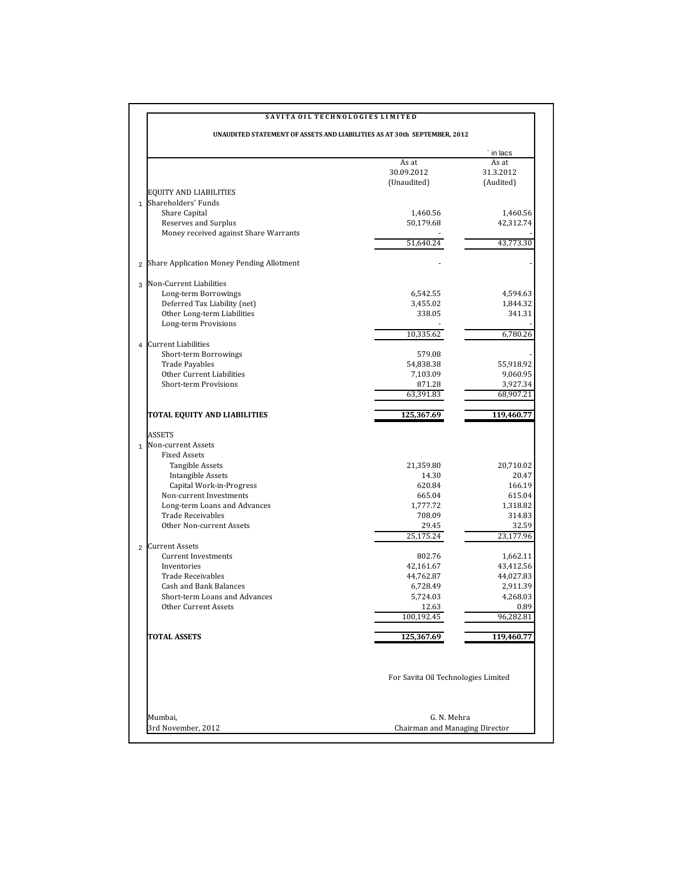**SAVITA OIL TECHNOLOGIES LIMITED**

**UNAUDITED STATEMENT OF ASSETS AND LIABILITIES AS AT 30th SEPTEMBER, 2012**

` in lacs

| | | As at 30.09.2012 (Unaudited) | As at 31.3.2012 (Audited) |
|---|---|---|---|
| | EQUITY AND LIABILITIES | | |
| 1 | Shareholders' Funds | | |
| | Share Capital | 1,460.56 | 1,460.56 |
| | Reserves and Surplus | 50,179.68 | 42,312.74 |
| | Money received against Share Warrants | - | - |
| | | 51,640.24 | 43,773.30 |
| 2 | Share Application Money Pending Allotment | - | - |
| 3 | Non-Current Liabilities | | |
| | Long-term Borrowings | 6,542.55 | 4,594.63 |
| | Deferred Tax Liability (net) | 3,455.02 | 1,844.32 |
| | Other Long-term Liabilities | 338.05 | 341.31 |
| | Long-term Provisions | - | - |
| | | 10,335.62 | 6,780.26 |
| 4 | Current Liabilities | | |
| | Short-term Borrowings | 579.08 | - |
| | Trade Payables | 54,838.38 | 55,918.92 |
| | Other Current Liabilities | 7,103.09 | 9,060.95 |
| | Short-term Provisions | 871.28 | 3,927.34 |
| | | 63,391.83 | 68,907.21 |
| | **TOTAL EQUITY AND LIABILITIES** | **125,367.69** | **119,460.77** |
| | ASSETS | | |
| 1 | Non-current Assets | | |
| | Fixed Assets | | |
| | Tangible Assets | 21,359.80 | 20,710.02 |
| | Intangible Assets | 14.30 | 20.47 |
| | Capital Work-in-Progress | 620.84 | 166.19 |
| | Non-current Investments | 665.04 | 615.04 |
| | Long-term Loans and Advances | 1,777.72 | 1,318.82 |
| | Trade Receivables | 708.09 | 314.83 |
| | Other Non-current Assets | 29.45 | 32.59 |
| | | 25,175.24 | 23,177.96 |
| 2 | Current Assets | | |
| | Current Investments | 802.76 | 1,662.11 |
| | Inventories | 42,161.67 | 43,412.56 |
| | Trade Receivables | 44,762.87 | 44,027.83 |
| | Cash and Bank Balances | 6,728.49 | 2,911.39 |
| | Short-term Loans and Advances | 5,724.03 | 4,268.03 |
| | Other Current Assets | 12.63 | 0.89 |
| | | 100,192.45 | 96,282.81 |
| | **TOTAL ASSETS** | **125,367.69** | **119,460.77** |

For Savita Oil Technologies Limited

Mumbai,
3rd November, 2012

G. N. Mehra
Chairman and Managing Director